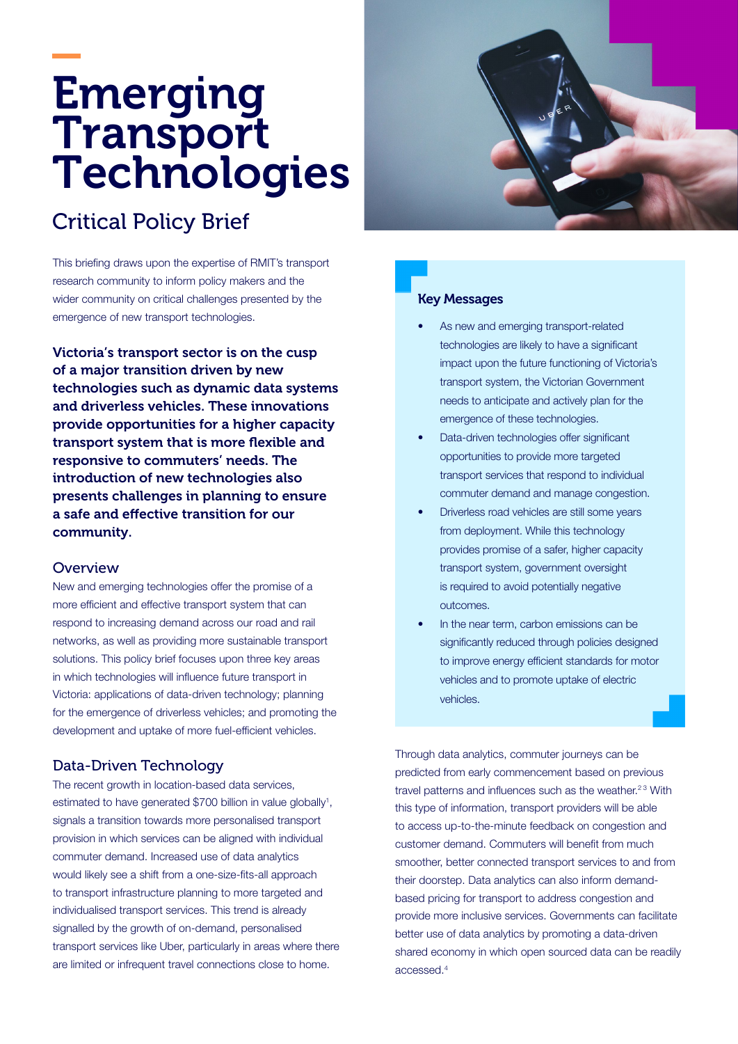# Emerging Transport Technologies

## Critical Policy Brief

This briefing draws upon the expertise of RMIT's transport research community to inform policy makers and the wider community on critical challenges presented by the emergence of new transport technologies.

**Victoria's transport sector is on the cusp of a major transition driven by new technologies such as dynamic data systems and driverless vehicles. These innovations provide opportunities for a higher capacity transport system that is more flexible and responsive to commuters' needs. The introduction of new technologies also presents challenges in planning to ensure a safe and effective transition for our community.**

### Overview

New and emerging technologies offer the promise of a more efficient and effective transport system that can respond to increasing demand across our road and rail networks, as well as providing more sustainable transport solutions. This policy brief focuses upon three key areas in which technologies will influence future transport in Victoria: applications of data-driven technology; planning for the emergence of driverless vehicles; and promoting the development and uptake of more fuel-efficient vehicles.

### Data-Driven Technology

The recent growth in location-based data services, estimated to have generated $700 billion in value globally[1], signals a transition towards more personalised transport provision in which services can be aligned with individual commuter demand. Increased use of data analytics would likely see a shift from a one-size-fits-all approach to transport infrastructure planning to more targeted and individualised transport services. This trend is already signalled by the growth of on-demand, personalised transport services like Uber, particularly in areas where there are limited or infrequent travel connections close to home.

Through data analytics, commuter journeys can be predicted from early commencement based on previous travel patterns and influences such as the weather.[2,3] With this type of information, transport providers will be able to access up-to-the-minute feedback on congestion and customer demand. Commuters will benefit from much smoother, better connected transport services to and from their doorstep. Data analytics can also inform demand-based pricing for transport to address congestion and provide more inclusive services. Governments can facilitate better use of data analytics by promoting a data-driven shared economy in which open sourced data can be readily accessed.[4]

### Key Messages

- As new and emerging transport-related technologies are likely to have a significant impact upon the future functioning of Victoria's transport system, the Victorian Government needs to anticipate and actively plan for the emergence of these technologies.
- Data-driven technologies offer significant opportunities to provide more targeted transport services that respond to individual commuter demand and manage congestion.
- Driverless road vehicles are still some years from deployment. While this technology provides promise of a safer, higher capacity transport system, government oversight is required to avoid potentially negative outcomes.
- In the near term, carbon emissions can be significantly reduced through policies designed to improve energy efficient standards for motor vehicles and to promote uptake of electric vehicles.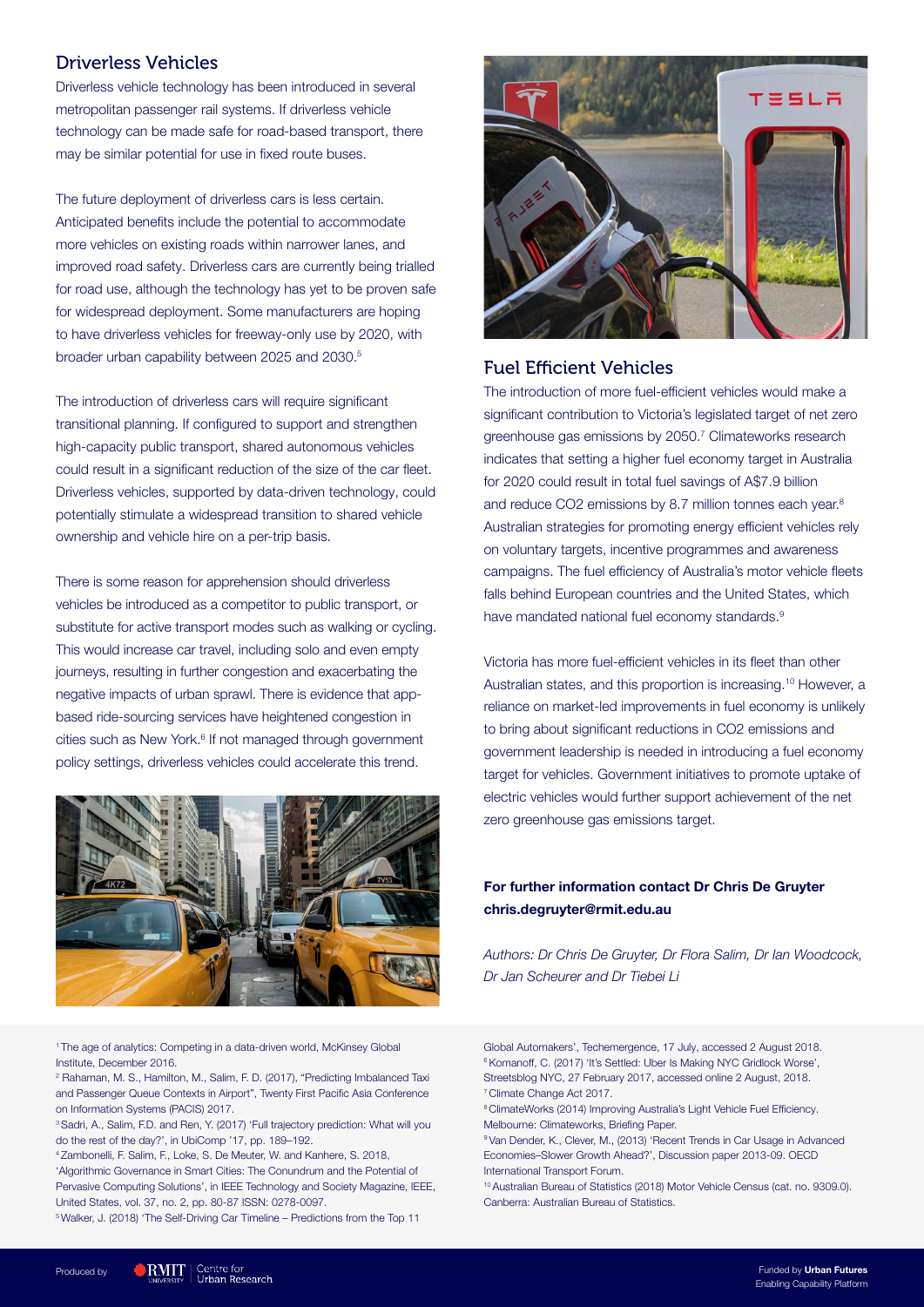## Driverless Vehicles

Driverless vehicle technology has been introduced in several metropolitan passenger rail systems. If driverless vehicle technology can be made safe for road-based transport, there may be similar potential for use in fixed route buses.

The future deployment of driverless cars is less certain. Anticipated benefits include the potential to accommodate more vehicles on existing roads within narrower lanes, and improved road safety. Driverless cars are currently being trialled for road use, although the technology has yet to be proven safe for widespread deployment. Some manufacturers are hoping to have driverless vehicles for freeway-only use by 2020, with broader urban capability between 2025 and 2030.[5]

The introduction of driverless cars will require significant transitional planning. If configured to support and strengthen high-capacity public transport, shared autonomous vehicles could result in a significant reduction of the size of the car fleet. Driverless vehicles, supported by data-driven technology, could potentially stimulate a widespread transition to shared vehicle ownership and vehicle hire on a per-trip basis.

There is some reason for apprehension should driverless vehicles be introduced as a competitor to public transport, or substitute for active transport modes such as walking or cycling. This would increase car travel, including solo and even empty journeys, resulting in further congestion and exacerbating the negative impacts of urban sprawl. There is evidence that app-based ride-sourcing services have heightened congestion in cities such as New York.[6] If not managed through government policy settings, driverless vehicles could accelerate this trend.

## Fuel Efficient Vehicles

The introduction of more fuel-efficient vehicles would make a significant contribution to Victoria's legislated target of net zero greenhouse gas emissions by 2050.[7] Climateworks research indicates that setting a higher fuel economy target in Australia for 2020 could result in total fuel savings of A$7.9 billion and reduce $CO_2$ emissions by 8.7 million tonnes each year.[8] Australian strategies for promoting energy efficient vehicles rely on voluntary targets, incentive programmes and awareness campaigns. The fuel efficiency of Australia's motor vehicle fleets falls behind European countries and the United States, which have mandated national fuel economy standards.[9]

Victoria has more fuel-efficient vehicles in its fleet than other Australian states, and this proportion is increasing.[10] However, a reliance on market-led improvements in fuel economy is unlikely to bring about significant reductions in $CO_2$ emissions and government leadership is needed in introducing a fuel economy target for vehicles. Government initiatives to promote uptake of electric vehicles would further support achievement of the net zero greenhouse gas emissions target.

**For further information contact Dr Chris De Gruyter chris.degruyter@rmit.edu.au**

*Authors: Dr Chris De Gruyter, Dr Flora Salim, Dr Ian Woodcock, Dr Jan Scheurer and Dr Tiebei Li*

[1] The age of analytics: Competing in a data-driven world, McKinsey Global Institute, December 2016.

[2] Rahaman, M. S., Hamilton, M., Salim, F. D. (2017), "Predicting Imbalanced Taxi and Passenger Queue Contexts in Airport", Twenty First Pacific Asia Conference on Information Systems (PACIS) 2017.

[3] Sadri, A., Salim, F.D. and Ren, Y. (2017) 'Full trajectory prediction: What will you do the rest of the day?', in UbiComp '17, pp. 189–192.

[4] Zambonelli, F. Salim, F., Loke, S. De Meuter, W. and Kanhere, S. 2018, 'Algorithmic Governance in Smart Cities: The Conundrum and the Potential of Pervasive Computing Solutions', in IEEE Technology and Society Magazine, IEEE, United States, vol. 37, no. 2, pp. 80-87 ISSN: 0278-0097.

[5] Walker, J. (2018) 'The Self-Driving Car Timeline – Predictions from the Top 11 Global Automakers', Techemergence, 17 July, accessed 2 August 2018.

[6] Komanoff, C. (2017) 'It's Settled: Uber Is Making NYC Gridlock Worse', Streetsblog NYC, 27 February 2017, accessed online 2 August, 2018.

[7] Climate Change Act 2017.

[8] ClimateWorks (2014) Improving Australia's Light Vehicle Fuel Efficiency. Melbourne: Climateworks, Briefing Paper.

[9] Van Dender, K., Clever, M., (2013) 'Recent Trends in Car Usage in Advanced Economies–Slower Growth Ahead?', Discussion paper 2013-09. OECD International Transport Forum.

[10] Australian Bureau of Statistics (2018) Motor Vehicle Census (cat. no. 9309.0). Canberra: Australian Bureau of Statistics.

Produced by RMIT University Centre for Urban Research

Funded by **Urban Futures** Enabling Capability Platform